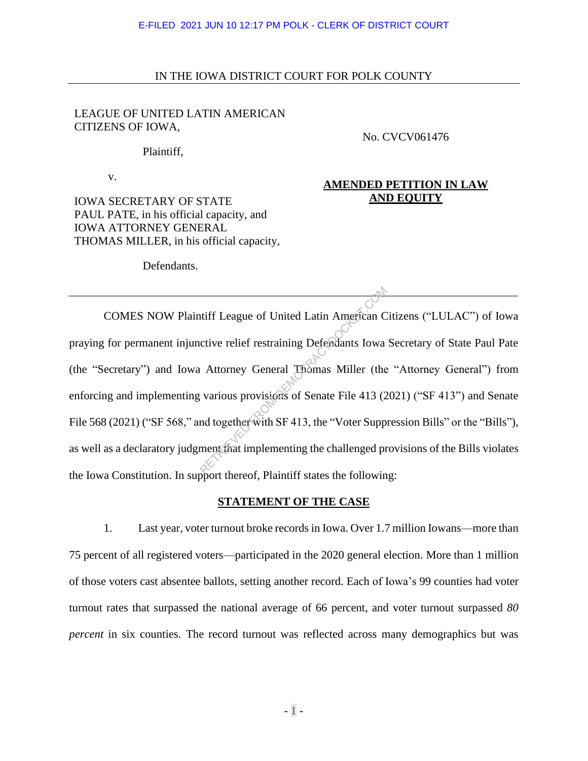E-FILED 2021 JUN 10 12:17 PM POLK - CLERK OF DISTRICT COURT

IN THE IOWA DISTRICT COURT FOR POLK COUNTY

LEAGUE OF UNITED LATIN AMERICAN CITIZENS OF IOWA,

Plaintiff,

v.

IOWA SECRETARY OF STATE PAUL PATE, in his official capacity, and IOWA ATTORNEY GENERAL THOMAS MILLER, in his official capacity,

Defendants.

No. CVCV061476

**AMENDED PETITION IN LAW AND EQUITY**

---

COMES NOW Plaintiff League of United Latin American Citizens ("LULAC") of Iowa praying for permanent injunctive relief restraining Defendants Iowa Secretary of State Paul Pate (the "Secretary") and Iowa Attorney General Thomas Miller (the "Attorney General") from enforcing and implementing various provisions of Senate File 413 (2021) ("SF 413") and Senate File 568 (2021) ("SF 568," and together with SF 413, the "Voter Suppression Bills" or the "Bills"), as well as a declaratory judgment that implementing the challenged provisions of the Bills violates the Iowa Constitution. In support thereof, Plaintiff states the following:

## STATEMENT OF THE CASE

1. Last year, voter turnout broke records in Iowa. Over 1.7 million Iowans—more than 75 percent of all registered voters—participated in the 2020 general election. More than 1 million of those voters cast absentee ballots, setting another record. Each of Iowa's 99 counties had voter turnout rates that surpassed the national average of 66 percent, and voter turnout surpassed *80 percent* in six counties. The record turnout was reflected across many demographics but was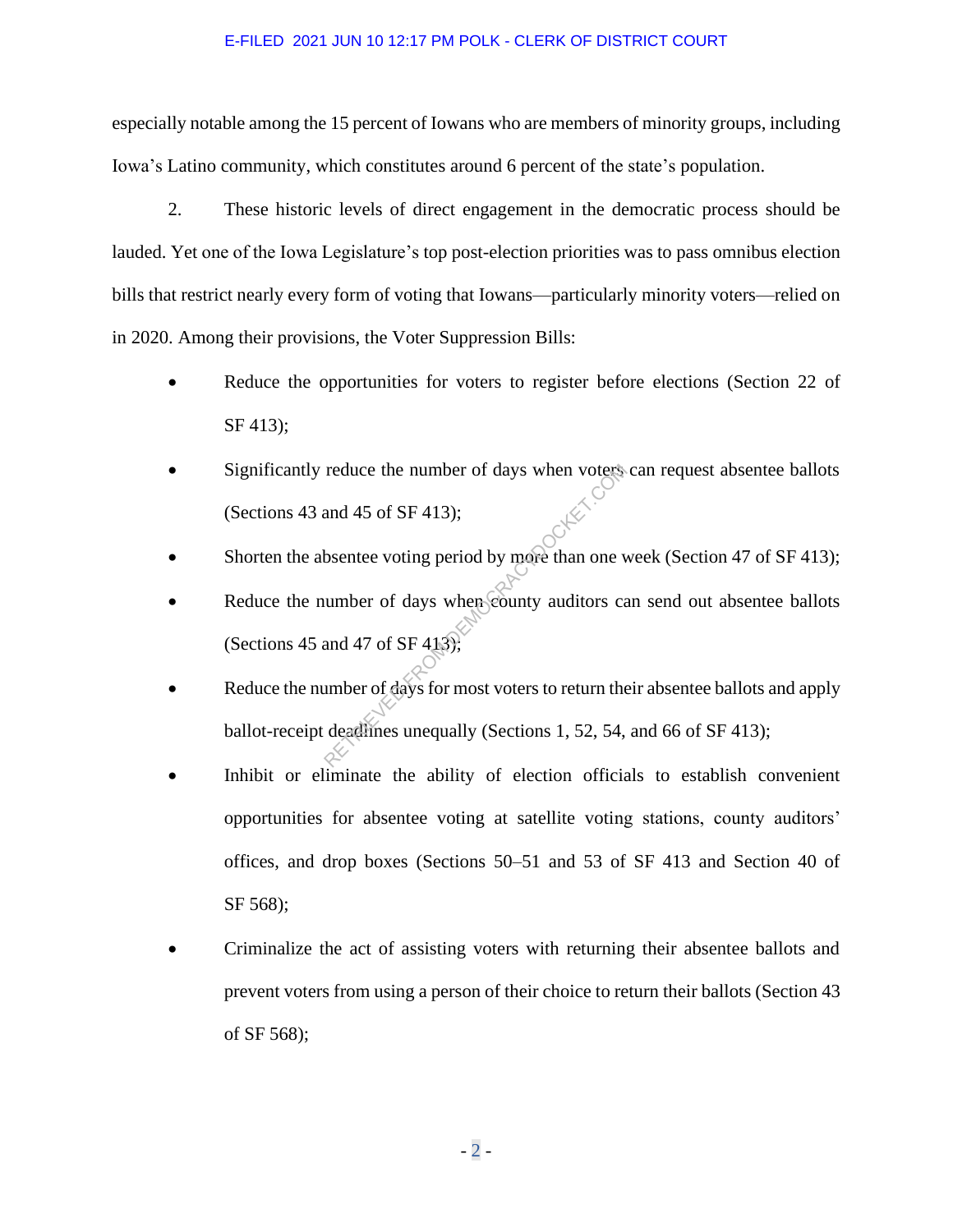especially notable among the 15 percent of Iowans who are members of minority groups, including Iowa's Latino community, which constitutes around 6 percent of the state's population.

2. These historic levels of direct engagement in the democratic process should be lauded. Yet one of the Iowa Legislature's top post-election priorities was to pass omnibus election bills that restrict nearly every form of voting that Iowans—particularly minority voters—relied on in 2020. Among their provisions, the Voter Suppression Bills:

- Reduce the opportunities for voters to register before elections (Section 22 of SF 413);
- Significantly reduce the number of days when voters can request absentee ballots (Sections 43 and 45 of SF 413);
- Shorten the absentee voting period by more than one week (Section 47 of SF 413);
- Reduce the number of days when county auditors can send out absentee ballots (Sections 45 and 47 of SF 413);
- Reduce the number of days for most voters to return their absentee ballots and apply ballot-receipt deadlines unequally (Sections 1, 52, 54, and 66 of SF 413);
- Inhibit or eliminate the ability of election officials to establish convenient opportunities for absentee voting at satellite voting stations, county auditors' offices, and drop boxes (Sections 50–51 and 53 of SF 413 and Section 40 of SF 568);
- Criminalize the act of assisting voters with returning their absentee ballots and prevent voters from using a person of their choice to return their ballots (Section 43 of SF 568);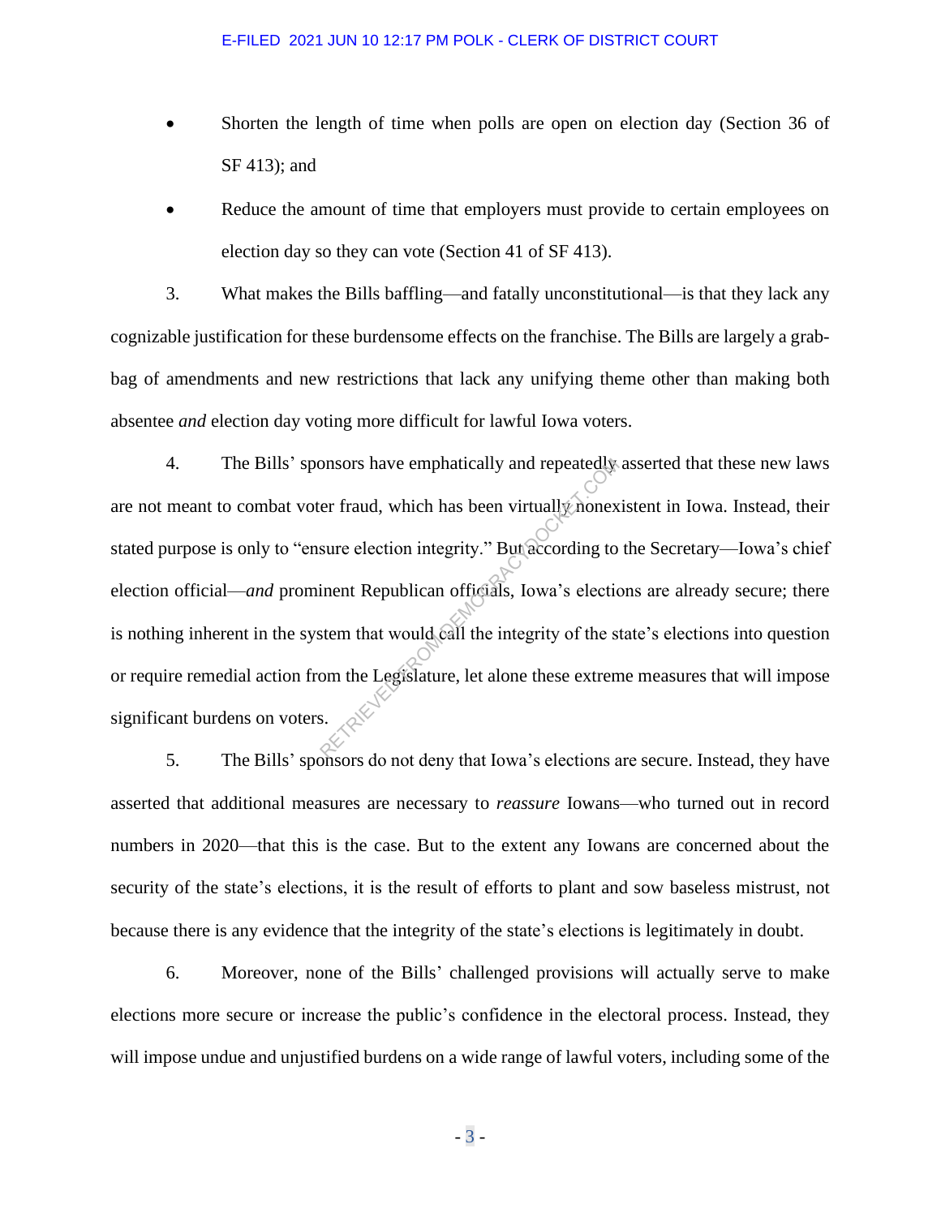- Shorten the length of time when polls are open on election day (Section 36 of SF 413); and
- Reduce the amount of time that employers must provide to certain employees on election day so they can vote (Section 41 of SF 413).

3. What makes the Bills baffling—and fatally unconstitutional—is that they lack any cognizable justification for these burdensome effects on the franchise. The Bills are largely a grab-bag of amendments and new restrictions that lack any unifying theme other than making both absentee *and* election day voting more difficult for lawful Iowa voters.

4. The Bills' sponsors have emphatically and repeatedly asserted that these new laws are not meant to combat voter fraud, which has been virtually nonexistent in Iowa. Instead, their stated purpose is only to "ensure election integrity." But according to the Secretary—Iowa's chief election official—*and* prominent Republican officials, Iowa's elections are already secure; there is nothing inherent in the system that would call the integrity of the state's elections into question or require remedial action from the Legislature, let alone these extreme measures that will impose significant burdens on voters.

5. The Bills' sponsors do not deny that Iowa's elections are secure. Instead, they have asserted that additional measures are necessary to *reassure* Iowans—who turned out in record numbers in 2020—that this is the case. But to the extent any Iowans are concerned about the security of the state's elections, it is the result of efforts to plant and sow baseless mistrust, not because there is any evidence that the integrity of the state's elections is legitimately in doubt.

6. Moreover, none of the Bills' challenged provisions will actually serve to make elections more secure or increase the public's confidence in the electoral process. Instead, they will impose undue and unjustified burdens on a wide range of lawful voters, including some of the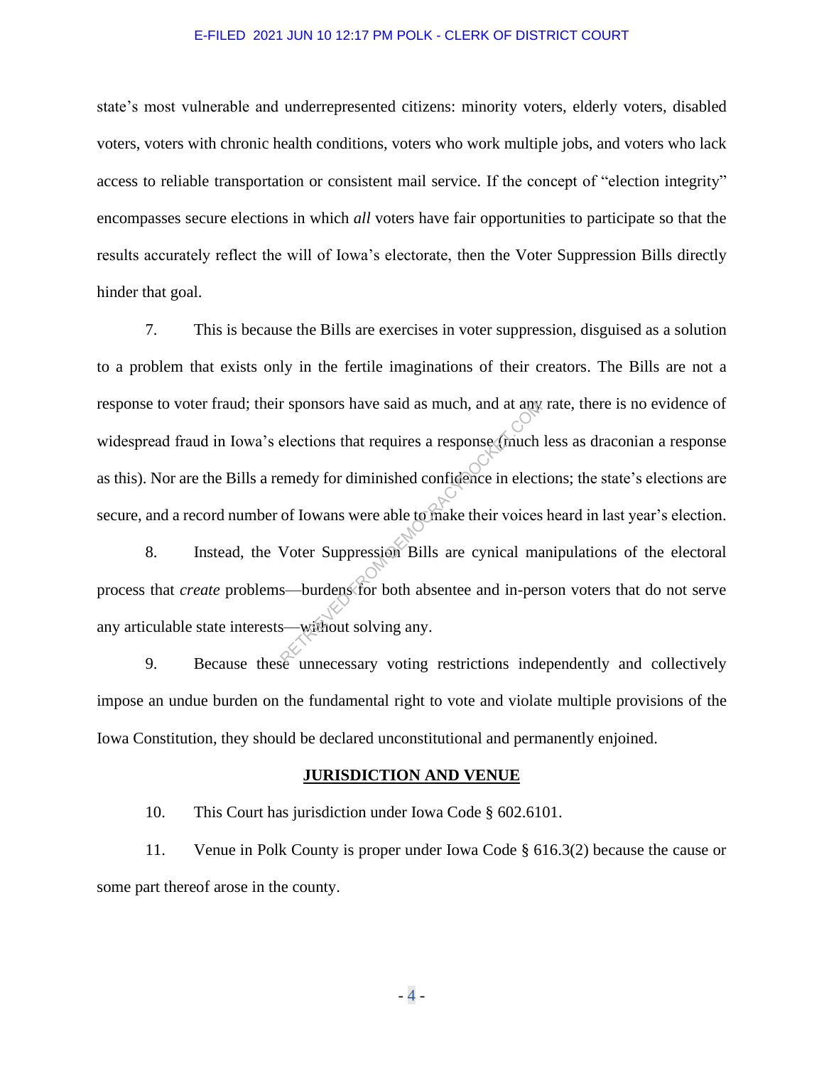state's most vulnerable and underrepresented citizens: minority voters, elderly voters, disabled voters, voters with chronic health conditions, voters who work multiple jobs, and voters who lack access to reliable transportation or consistent mail service. If the concept of "election integrity" encompasses secure elections in which *all* voters have fair opportunities to participate so that the results accurately reflect the will of Iowa's electorate, then the Voter Suppression Bills directly hinder that goal.

7. This is because the Bills are exercises in voter suppression, disguised as a solution to a problem that exists only in the fertile imaginations of their creators. The Bills are not a response to voter fraud; their sponsors have said as much, and at any rate, there is no evidence of widespread fraud in Iowa's elections that requires a response (much less as draconian a response as this). Nor are the Bills a remedy for diminished confidence in elections; the state's elections are secure, and a record number of Iowans were able to make their voices heard in last year's election.

8. Instead, the Voter Suppression Bills are cynical manipulations of the electoral process that *create* problems—burdens for both absentee and in-person voters that do not serve any articulable state interests—without solving any.

9. Because these unnecessary voting restrictions independently and collectively impose an undue burden on the fundamental right to vote and violate multiple provisions of the Iowa Constitution, they should be declared unconstitutional and permanently enjoined.

## JURISDICTION AND VENUE

10. This Court has jurisdiction under Iowa Code § 602.6101.

11. Venue in Polk County is proper under Iowa Code § 616.3(2) because the cause or some part thereof arose in the county.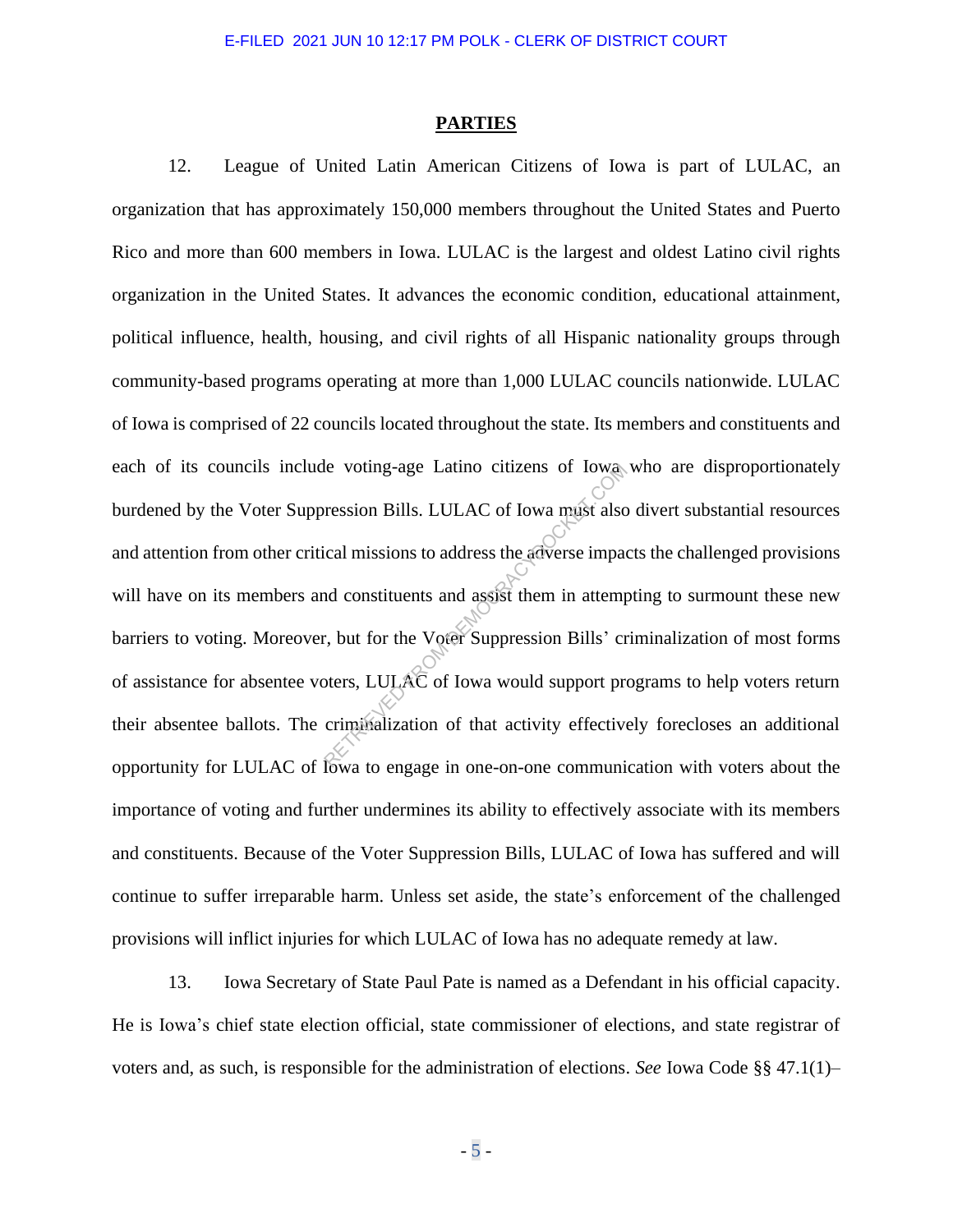## PARTIES

12. League of United Latin American Citizens of Iowa is part of LULAC, an organization that has approximately 150,000 members throughout the United States and Puerto Rico and more than 600 members in Iowa. LULAC is the largest and oldest Latino civil rights organization in the United States. It advances the economic condition, educational attainment, political influence, health, housing, and civil rights of all Hispanic nationality groups through community-based programs operating at more than 1,000 LULAC councils nationwide. LULAC of Iowa is comprised of 22 councils located throughout the state. Its members and constituents and each of its councils include voting-age Latino citizens of Iowa who are disproportionately burdened by the Voter Suppression Bills. LULAC of Iowa must also divert substantial resources and attention from other critical missions to address the adverse impacts the challenged provisions will have on its members and constituents and assist them in attempting to surmount these new barriers to voting. Moreover, but for the Voter Suppression Bills' criminalization of most forms of assistance for absentee voters, LULAC of Iowa would support programs to help voters return their absentee ballots. The criminalization of that activity effectively forecloses an additional opportunity for LULAC of Iowa to engage in one-on-one communication with voters about the importance of voting and further undermines its ability to effectively associate with its members and constituents. Because of the Voter Suppression Bills, LULAC of Iowa has suffered and will continue to suffer irreparable harm. Unless set aside, the state's enforcement of the challenged provisions will inflict injuries for which LULAC of Iowa has no adequate remedy at law.

13. Iowa Secretary of State Paul Pate is named as a Defendant in his official capacity. He is Iowa's chief state election official, state commissioner of elections, and state registrar of voters and, as such, is responsible for the administration of elections. *See* Iowa Code §§ 47.1(1)–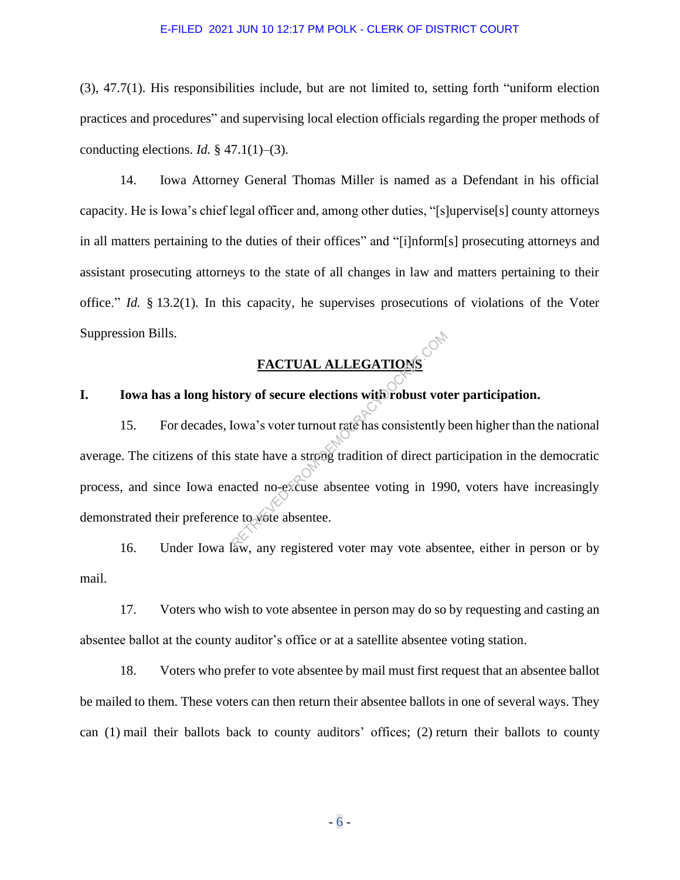(3), 47.7(1). His responsibilities include, but are not limited to, setting forth "uniform election practices and procedures" and supervising local election officials regarding the proper methods of conducting elections. *Id.* § 47.1(1)–(3).

14. Iowa Attorney General Thomas Miller is named as a Defendant in his official capacity. He is Iowa's chief legal officer and, among other duties, "[s]upervise[s] county attorneys in all matters pertaining to the duties of their offices" and "[i]nform[s] prosecuting attorneys and assistant prosecuting attorneys to the state of all changes in law and matters pertaining to their office." *Id.* § 13.2(1). In this capacity, he supervises prosecutions of violations of the Voter Suppression Bills.

## FACTUAL ALLEGATIONS

### I. Iowa has a long history of secure elections with robust voter participation.

15. For decades, Iowa's voter turnout rate has consistently been higher than the national average. The citizens of this state have a strong tradition of direct participation in the democratic process, and since Iowa enacted no-excuse absentee voting in 1990, voters have increasingly demonstrated their preference to vote absentee.

16. Under Iowa law, any registered voter may vote absentee, either in person or by mail.

17. Voters who wish to vote absentee in person may do so by requesting and casting an absentee ballot at the county auditor's office or at a satellite absentee voting station.

18. Voters who prefer to vote absentee by mail must first request that an absentee ballot be mailed to them. These voters can then return their absentee ballots in one of several ways. They can (1) mail their ballots back to county auditors' offices; (2) return their ballots to county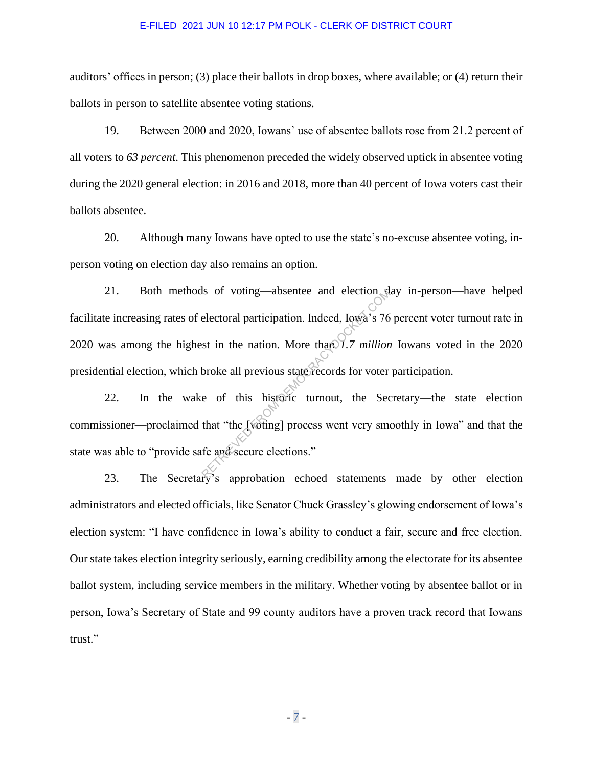auditors' offices in person; (3) place their ballots in drop boxes, where available; or (4) return their ballots in person to satellite absentee voting stations.

19. Between 2000 and 2020, Iowans' use of absentee ballots rose from 21.2 percent of all voters to *63 percent*. This phenomenon preceded the widely observed uptick in absentee voting during the 2020 general election: in 2016 and 2018, more than 40 percent of Iowa voters cast their ballots absentee.

20. Although many Iowans have opted to use the state's no-excuse absentee voting, in-person voting on election day also remains an option.

21. Both methods of voting—absentee and election day in-person—have helped facilitate increasing rates of electoral participation. Indeed, Iowa's 76 percent voter turnout rate in 2020 was among the highest in the nation. More than *1.7 million* Iowans voted in the 2020 presidential election, which broke all previous state records for voter participation.

22. In the wake of this historic turnout, the Secretary—the state election commissioner—proclaimed that "the [voting] process went very smoothly in Iowa" and that the state was able to "provide safe and secure elections."

23. The Secretary's approbation echoed statements made by other election administrators and elected officials, like Senator Chuck Grassley's glowing endorsement of Iowa's election system: "I have confidence in Iowa's ability to conduct a fair, secure and free election. Our state takes election integrity seriously, earning credibility among the electorate for its absentee ballot system, including service members in the military. Whether voting by absentee ballot or in person, Iowa's Secretary of State and 99 county auditors have a proven track record that Iowans trust."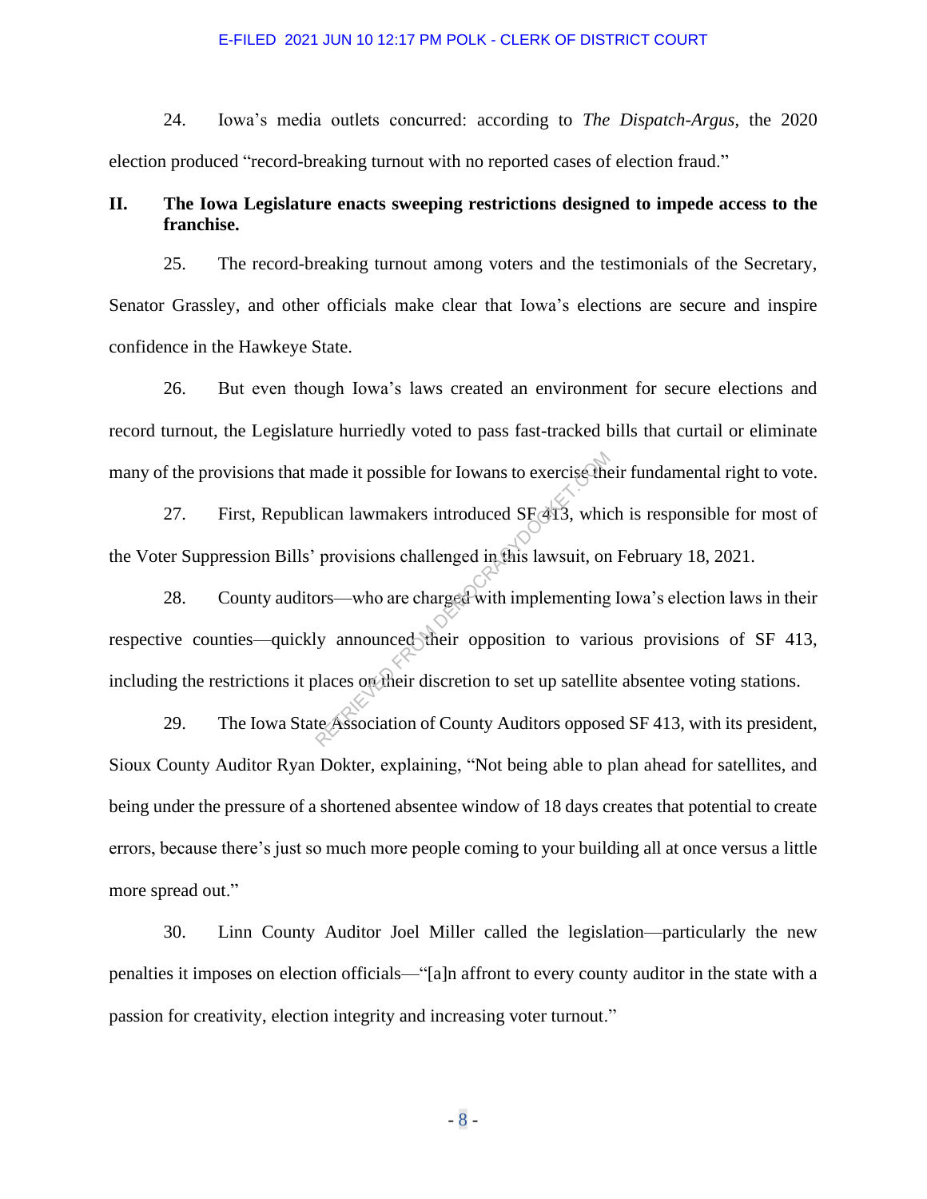24. Iowa's media outlets concurred: according to *The Dispatch-Argus*, the 2020 election produced "record-breaking turnout with no reported cases of election fraud."

## II. The Iowa Legislature enacts sweeping restrictions designed to impede access to the franchise.

25. The record-breaking turnout among voters and the testimonials of the Secretary, Senator Grassley, and other officials make clear that Iowa's elections are secure and inspire confidence in the Hawkeye State.

26. But even though Iowa's laws created an environment for secure elections and record turnout, the Legislature hurriedly voted to pass fast-tracked bills that curtail or eliminate many of the provisions that made it possible for Iowans to exercise their fundamental right to vote.

27. First, Republican lawmakers introduced SF 413, which is responsible for most of the Voter Suppression Bills' provisions challenged in this lawsuit, on February 18, 2021.

28. County auditors—who are charged with implementing Iowa's election laws in their respective counties—quickly announced their opposition to various provisions of SF 413, including the restrictions it places on their discretion to set up satellite absentee voting stations.

29. The Iowa State Association of County Auditors opposed SF 413, with its president, Sioux County Auditor Ryan Dokter, explaining, "Not being able to plan ahead for satellites, and being under the pressure of a shortened absentee window of 18 days creates that potential to create errors, because there's just so much more people coming to your building all at once versus a little more spread out."

30. Linn County Auditor Joel Miller called the legislation—particularly the new penalties it imposes on election officials—"[a]n affront to every county auditor in the state with a passion for creativity, election integrity and increasing voter turnout."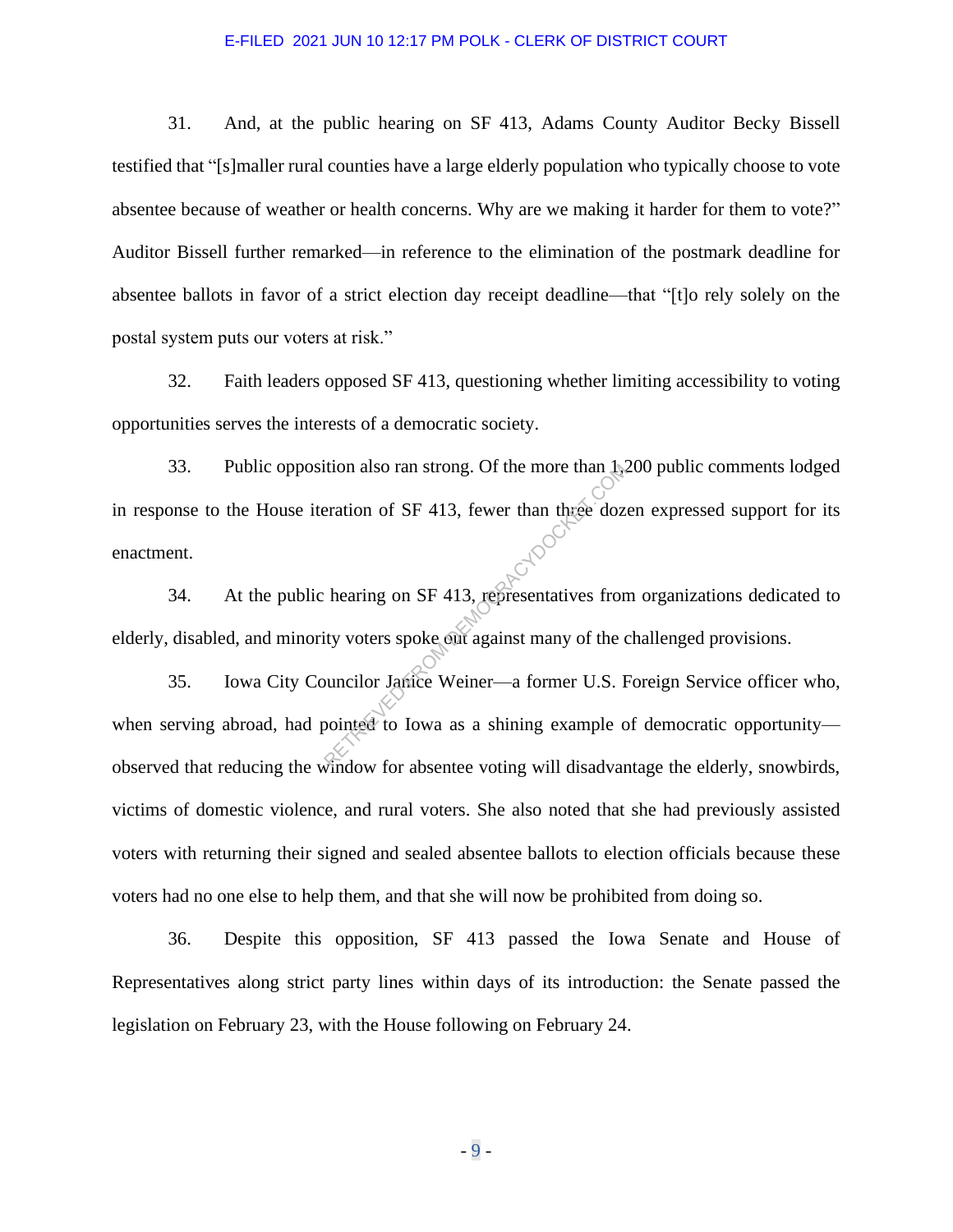31. And, at the public hearing on SF 413, Adams County Auditor Becky Bissell testified that "[s]maller rural counties have a large elderly population who typically choose to vote absentee because of weather or health concerns. Why are we making it harder for them to vote?" Auditor Bissell further remarked—in reference to the elimination of the postmark deadline for absentee ballots in favor of a strict election day receipt deadline—that "[t]o rely solely on the postal system puts our voters at risk."

32. Faith leaders opposed SF 413, questioning whether limiting accessibility to voting opportunities serves the interests of a democratic society.

33. Public opposition also ran strong. Of the more than 1,200 public comments lodged in response to the House iteration of SF 413, fewer than three dozen expressed support for its enactment.

34. At the public hearing on SF 413, representatives from organizations dedicated to elderly, disabled, and minority voters spoke out against many of the challenged provisions.

35. Iowa City Councilor Janice Weiner—a former U.S. Foreign Service officer who, when serving abroad, had pointed to Iowa as a shining example of democratic opportunity—observed that reducing the window for absentee voting will disadvantage the elderly, snowbirds, victims of domestic violence, and rural voters. She also noted that she had previously assisted voters with returning their signed and sealed absentee ballots to election officials because these voters had no one else to help them, and that she will now be prohibited from doing so.

36. Despite this opposition, SF 413 passed the Iowa Senate and House of Representatives along strict party lines within days of its introduction: the Senate passed the legislation on February 23, with the House following on February 24.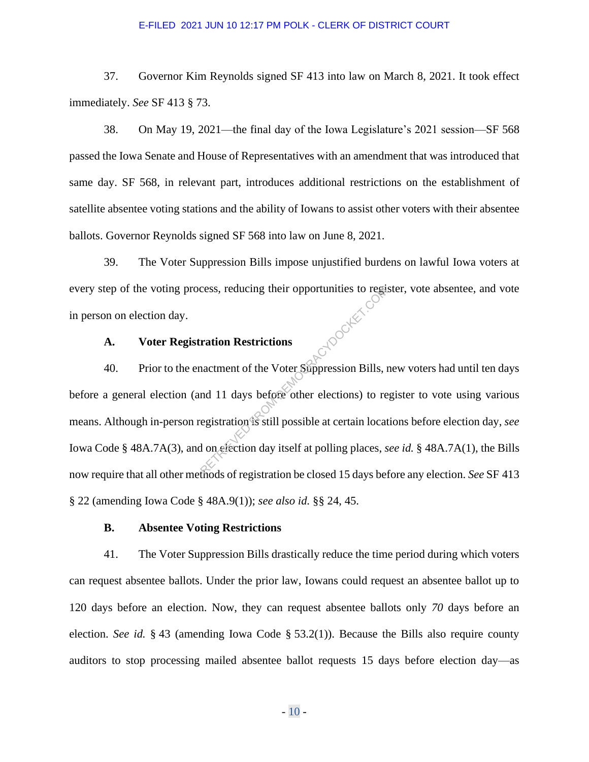37. Governor Kim Reynolds signed SF 413 into law on March 8, 2021. It took effect immediately. *See* SF 413 § 73.

38. On May 19, 2021—the final day of the Iowa Legislature's 2021 session—SF 568 passed the Iowa Senate and House of Representatives with an amendment that was introduced that same day. SF 568, in relevant part, introduces additional restrictions on the establishment of satellite absentee voting stations and the ability of Iowans to assist other voters with their absentee ballots. Governor Reynolds signed SF 568 into law on June 8, 2021.

39. The Voter Suppression Bills impose unjustified burdens on lawful Iowa voters at every step of the voting process, reducing their opportunities to register, vote absentee, and vote in person on election day.

### A. Voter Registration Restrictions

40. Prior to the enactment of the Voter Suppression Bills, new voters had until ten days before a general election (and 11 days before other elections) to register to vote using various means. Although in-person registration is still possible at certain locations before election day, *see* Iowa Code § 48A.7A(3), and on election day itself at polling places, *see id.* § 48A.7A(1), the Bills now require that all other methods of registration be closed 15 days before any election. *See* SF 413 § 22 (amending Iowa Code § 48A.9(1)); *see also id.* §§ 24, 45.

### B. Absentee Voting Restrictions

41. The Voter Suppression Bills drastically reduce the time period during which voters can request absentee ballots. Under the prior law, Iowans could request an absentee ballot up to 120 days before an election. Now, they can request absentee ballots only *70* days before an election. *See id.* § 43 (amending Iowa Code § 53.2(1)). Because the Bills also require county auditors to stop processing mailed absentee ballot requests 15 days before election day—as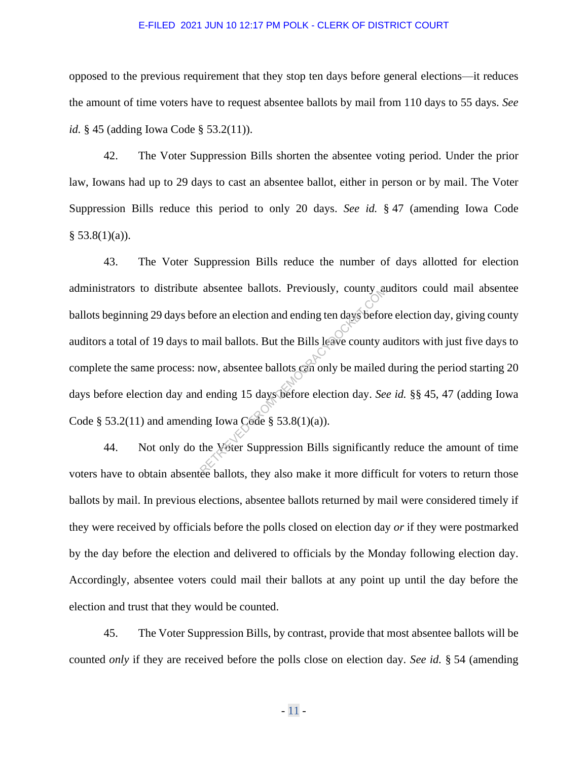opposed to the previous requirement that they stop ten days before general elections—it reduces the amount of time voters have to request absentee ballots by mail from 110 days to 55 days. *See id.* § 45 (adding Iowa Code § 53.2(11)).

42. The Voter Suppression Bills shorten the absentee voting period. Under the prior law, Iowans had up to 29 days to cast an absentee ballot, either in person or by mail. The Voter Suppression Bills reduce this period to only 20 days. *See id.* § 47 (amending Iowa Code § 53.8(1)(a)).

43. The Voter Suppression Bills reduce the number of days allotted for election administrators to distribute absentee ballots. Previously, county auditors could mail absentee ballots beginning 29 days before an election and ending ten days before election day, giving county auditors a total of 19 days to mail ballots. But the Bills leave county auditors with just five days to complete the same process: now, absentee ballots can only be mailed during the period starting 20 days before election day and ending 15 days before election day. *See id.* §§ 45, 47 (adding Iowa Code § 53.2(11) and amending Iowa Code § 53.8(1)(a)).

44. Not only do the Voter Suppression Bills significantly reduce the amount of time voters have to obtain absentee ballots, they also make it more difficult for voters to return those ballots by mail. In previous elections, absentee ballots returned by mail were considered timely if they were received by officials before the polls closed on election day *or* if they were postmarked by the day before the election and delivered to officials by the Monday following election day. Accordingly, absentee voters could mail their ballots at any point up until the day before the election and trust that they would be counted.

45. The Voter Suppression Bills, by contrast, provide that most absentee ballots will be counted *only* if they are received before the polls close on election day. *See id.* § 54 (amending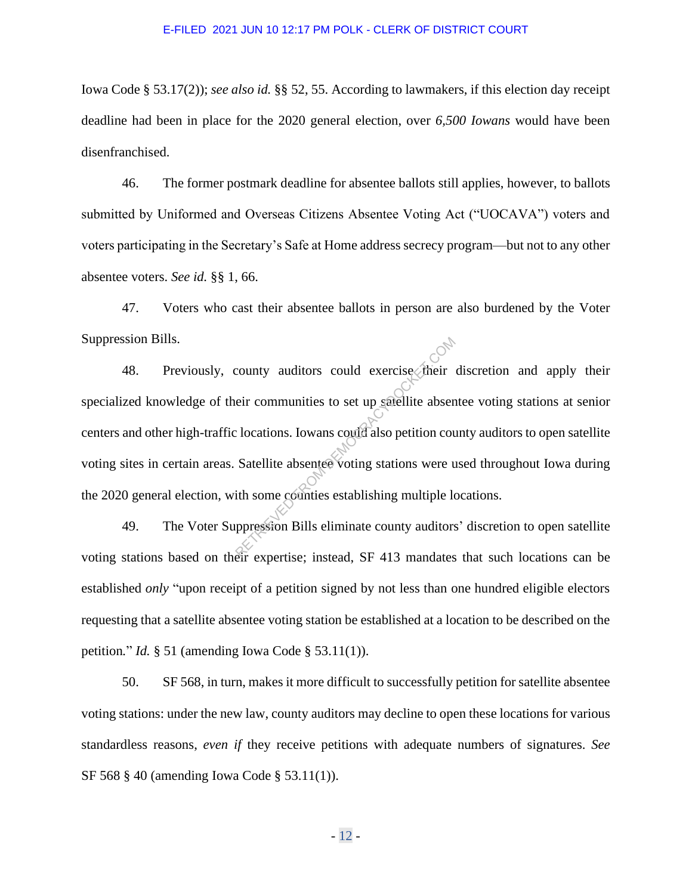Iowa Code § 53.17(2)); *see also id.* §§ 52, 55. According to lawmakers, if this election day receipt deadline had been in place for the 2020 general election, over *6,500 Iowans* would have been disenfranchised.

46. The former postmark deadline for absentee ballots still applies, however, to ballots submitted by Uniformed and Overseas Citizens Absentee Voting Act ("UOCAVA") voters and voters participating in the Secretary's Safe at Home address secrecy program—but not to any other absentee voters. *See id.* §§ 1, 66.

47. Voters who cast their absentee ballots in person are also burdened by the Voter Suppression Bills.

48. Previously, county auditors could exercise their discretion and apply their specialized knowledge of their communities to set up satellite absentee voting stations at senior centers and other high-traffic locations. Iowans could also petition county auditors to open satellite voting sites in certain areas. Satellite absentee voting stations were used throughout Iowa during the 2020 general election, with some counties establishing multiple locations.

49. The Voter Suppression Bills eliminate county auditors' discretion to open satellite voting stations based on their expertise; instead, SF 413 mandates that such locations can be established *only* "upon receipt of a petition signed by not less than one hundred eligible electors requesting that a satellite absentee voting station be established at a location to be described on the petition." *Id.* § 51 (amending Iowa Code § 53.11(1)).

50. SF 568, in turn, makes it more difficult to successfully petition for satellite absentee voting stations: under the new law, county auditors may decline to open these locations for various standardless reasons, *even if* they receive petitions with adequate numbers of signatures. *See* SF 568 § 40 (amending Iowa Code § 53.11(1)).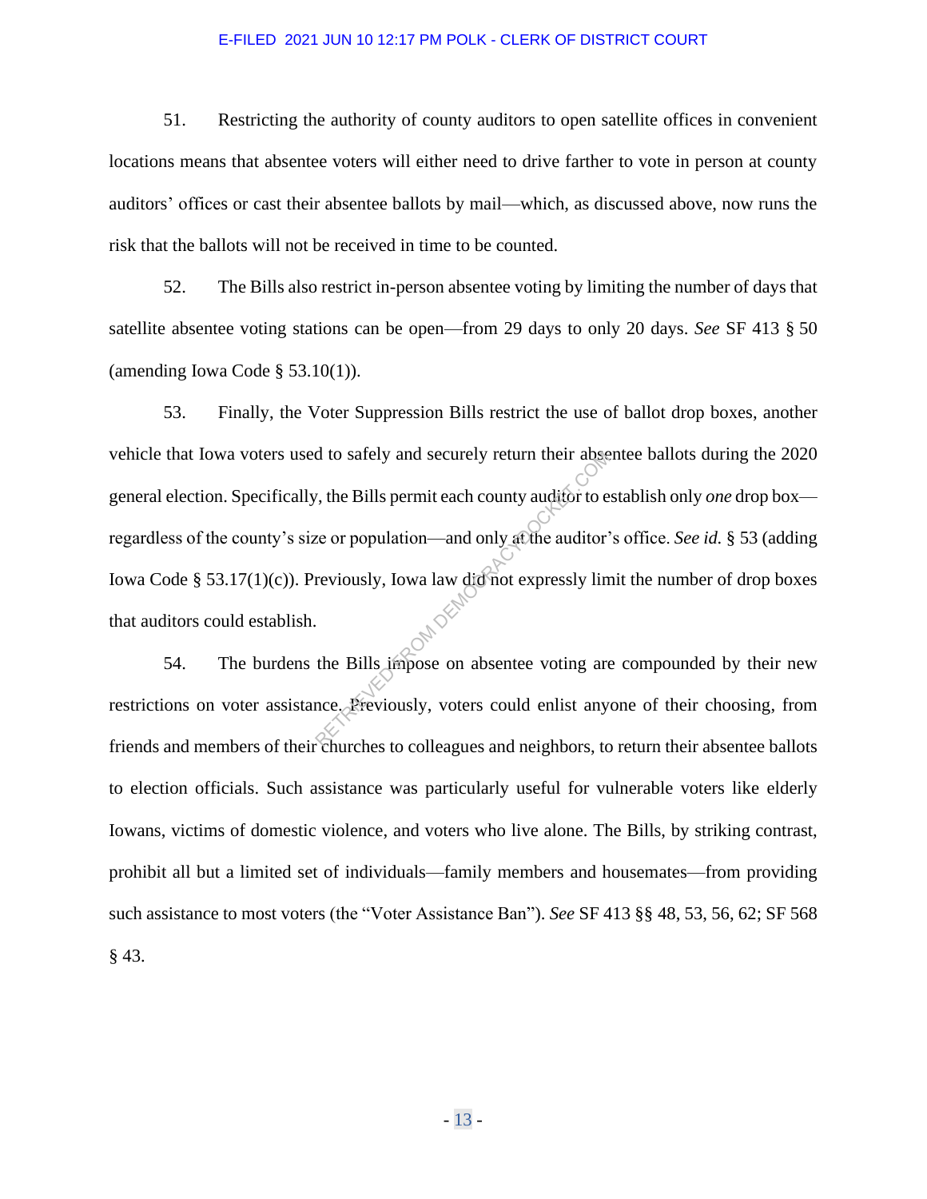51. Restricting the authority of county auditors to open satellite offices in convenient locations means that absentee voters will either need to drive farther to vote in person at county auditors' offices or cast their absentee ballots by mail—which, as discussed above, now runs the risk that the ballots will not be received in time to be counted.

52. The Bills also restrict in-person absentee voting by limiting the number of days that satellite absentee voting stations can be open—from 29 days to only 20 days. *See* SF 413 § 50 (amending Iowa Code § 53.10(1)).

53. Finally, the Voter Suppression Bills restrict the use of ballot drop boxes, another vehicle that Iowa voters used to safely and securely return their absentee ballots during the 2020 general election. Specifically, the Bills permit each county auditor to establish only *one* drop box—regardless of the county's size or population—and only at the auditor's office. *See id.* § 53 (adding Iowa Code § 53.17(1)(c)). Previously, Iowa law did not expressly limit the number of drop boxes that auditors could establish.

54. The burdens the Bills impose on absentee voting are compounded by their new restrictions on voter assistance. Previously, voters could enlist anyone of their choosing, from friends and members of their churches to colleagues and neighbors, to return their absentee ballots to election officials. Such assistance was particularly useful for vulnerable voters like elderly Iowans, victims of domestic violence, and voters who live alone. The Bills, by striking contrast, prohibit all but a limited set of individuals—family members and housemates—from providing such assistance to most voters (the "Voter Assistance Ban"). *See* SF 413 §§ 48, 53, 56, 62; SF 568 § 43.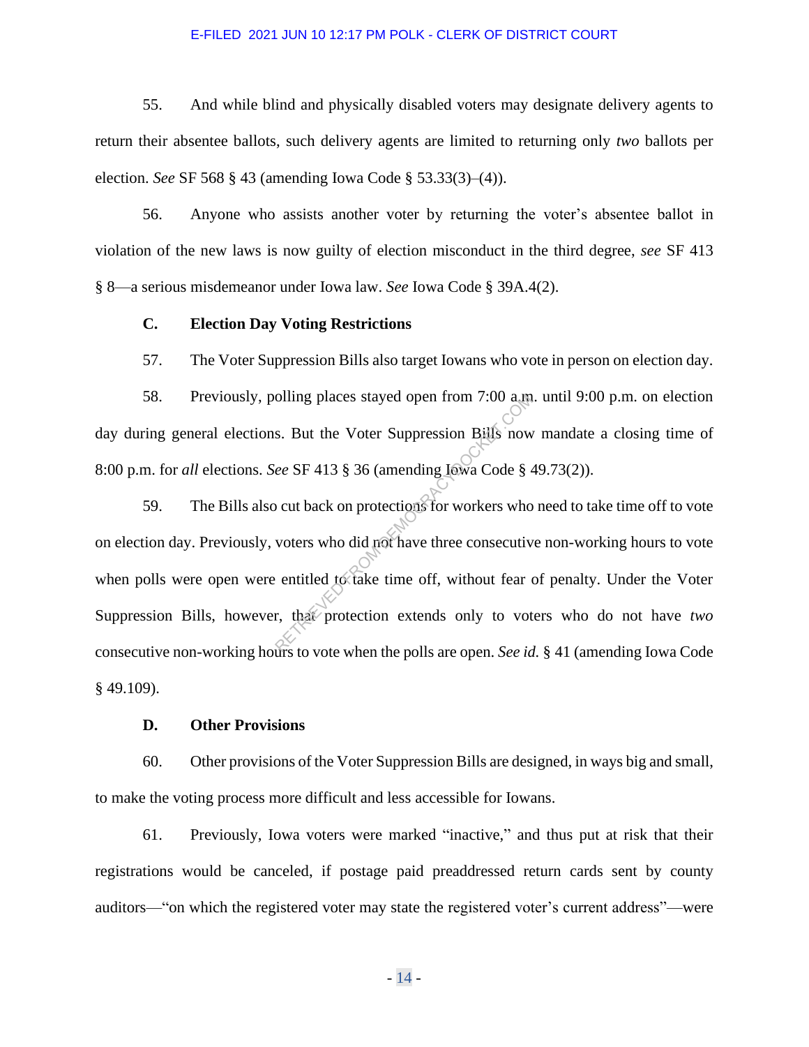55. And while blind and physically disabled voters may designate delivery agents to return their absentee ballots, such delivery agents are limited to returning only *two* ballots per election. *See* SF 568 § 43 (amending Iowa Code § 53.33(3)–(4)).

56. Anyone who assists another voter by returning the voter's absentee ballot in violation of the new laws is now guilty of election misconduct in the third degree, *see* SF 413 § 8—a serious misdemeanor under Iowa law. *See* Iowa Code § 39A.4(2).

**C. Election Day Voting Restrictions**

57. The Voter Suppression Bills also target Iowans who vote in person on election day.

58. Previously, polling places stayed open from 7:00 a.m. until 9:00 p.m. on election day during general elections. But the Voter Suppression Bills now mandate a closing time of 8:00 p.m. for *all* elections. *See* SF 413 § 36 (amending Iowa Code § 49.73(2)).

59. The Bills also cut back on protections for workers who need to take time off to vote on election day. Previously, voters who did not have three consecutive non-working hours to vote when polls were open were entitled to take time off, without fear of penalty. Under the Voter Suppression Bills, however, that protection extends only to voters who do not have *two* consecutive non-working hours to vote when the polls are open. *See id.* § 41 (amending Iowa Code § 49.109).

**D. Other Provisions**

60. Other provisions of the Voter Suppression Bills are designed, in ways big and small, to make the voting process more difficult and less accessible for Iowans.

61. Previously, Iowa voters were marked "inactive," and thus put at risk that their registrations would be canceled, if postage paid preaddressed return cards sent by county auditors—"on which the registered voter may state the registered voter's current address"—were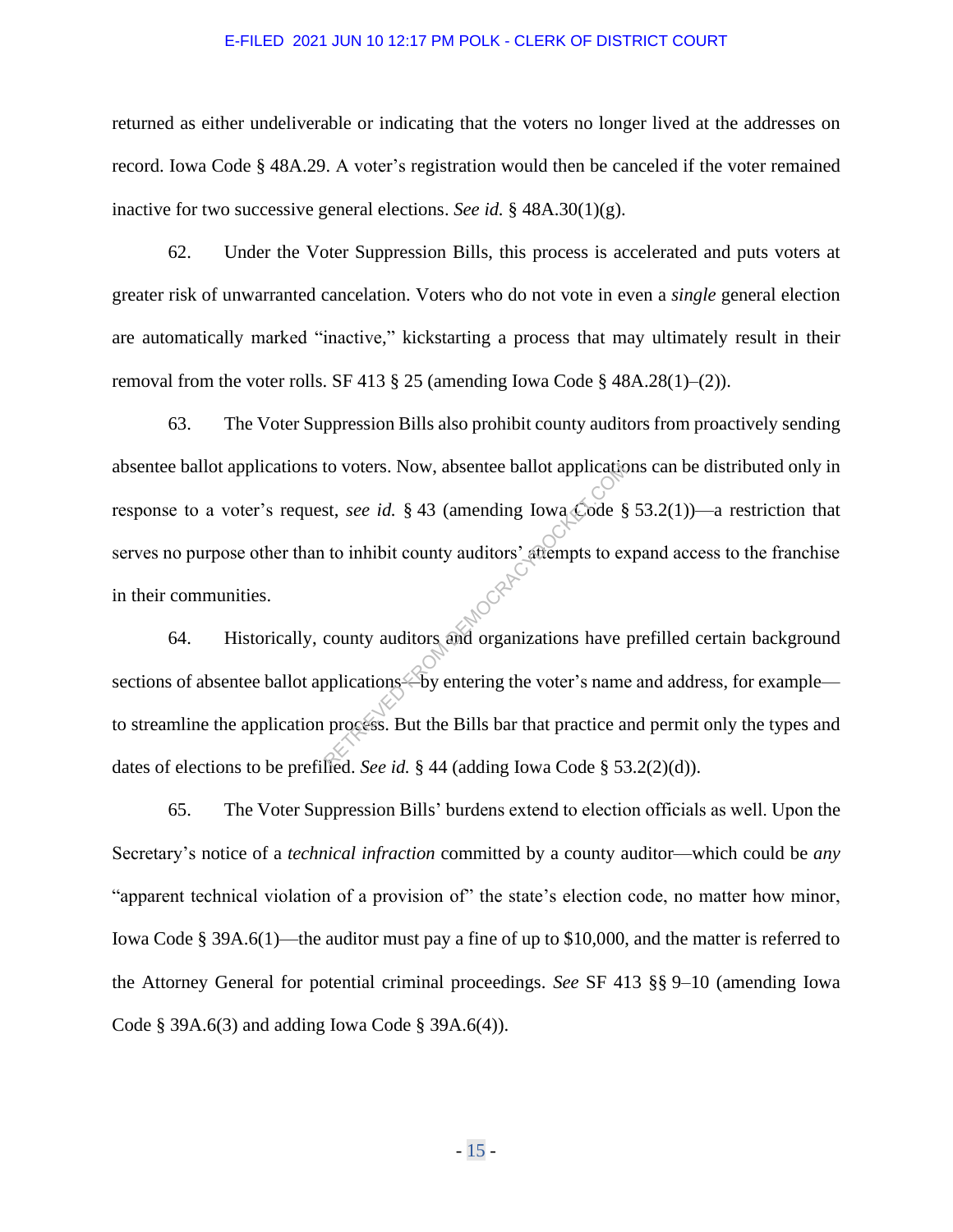returned as either undeliverable or indicating that the voters no longer lived at the addresses on record. Iowa Code § 48A.29. A voter's registration would then be canceled if the voter remained inactive for two successive general elections. *See id.* § 48A.30(1)(g).

62. Under the Voter Suppression Bills, this process is accelerated and puts voters at greater risk of unwarranted cancelation. Voters who do not vote in even a *single* general election are automatically marked "inactive," kickstarting a process that may ultimately result in their removal from the voter rolls. SF 413 § 25 (amending Iowa Code § 48A.28(1)–(2)).

63. The Voter Suppression Bills also prohibit county auditors from proactively sending absentee ballot applications to voters. Now, absentee ballot applications can be distributed only in response to a voter's request, *see id.* § 43 (amending Iowa Code § 53.2(1))—a restriction that serves no purpose other than to inhibit county auditors' attempts to expand access to the franchise in their communities.

64. Historically, county auditors and organizations have prefilled certain background sections of absentee ballot applications—by entering the voter's name and address, for example—to streamline the application process. But the Bills bar that practice and permit only the types and dates of elections to be prefilled. *See id.* § 44 (adding Iowa Code § 53.2(2)(d)).

65. The Voter Suppression Bills' burdens extend to election officials as well. Upon the Secretary's notice of a *technical infraction* committed by a county auditor—which could be *any* "apparent technical violation of a provision of" the state's election code, no matter how minor, Iowa Code § 39A.6(1)—the auditor must pay a fine of up to $10,000, and the matter is referred to the Attorney General for potential criminal proceedings. *See* SF 413 §§ 9–10 (amending Iowa Code § 39A.6(3) and adding Iowa Code § 39A.6(4)).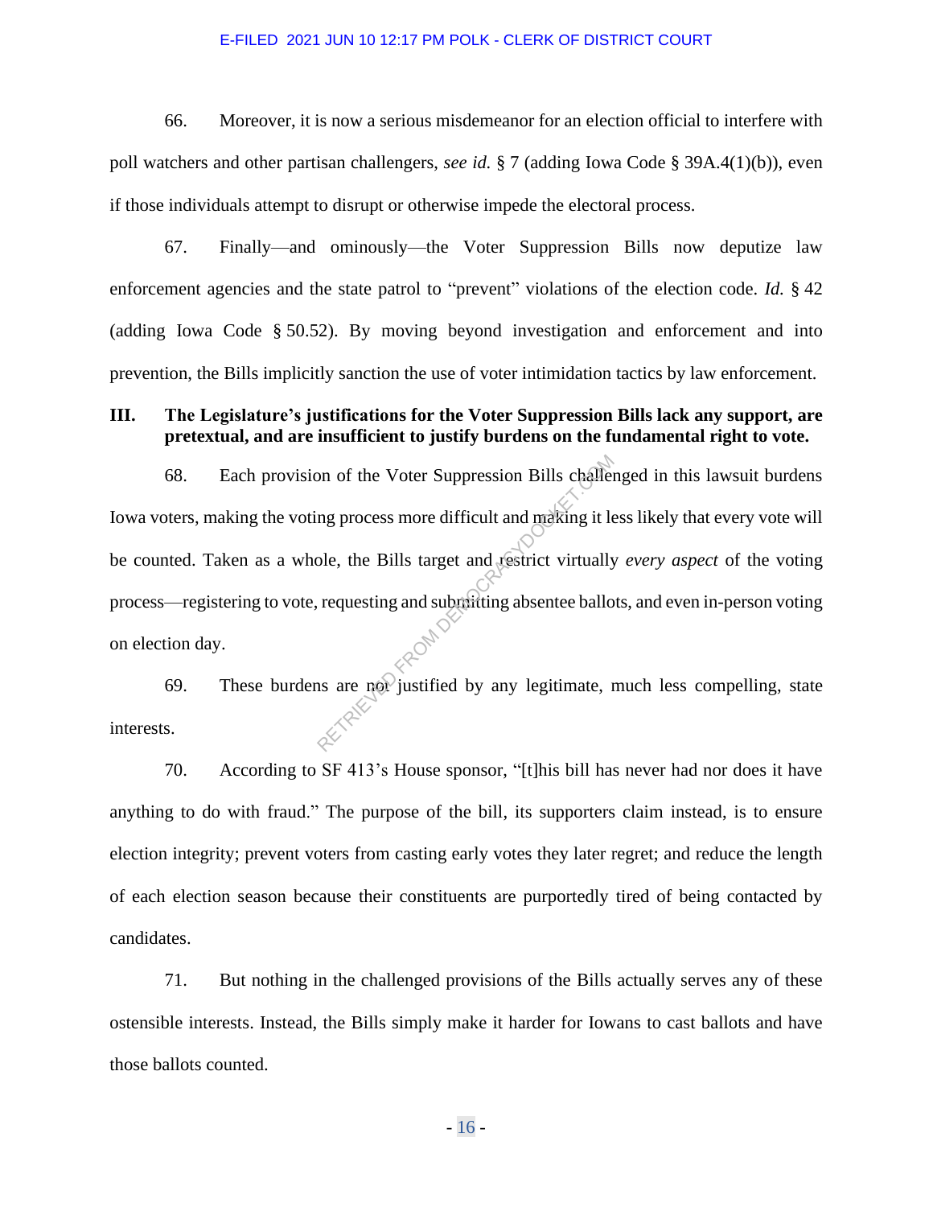66. Moreover, it is now a serious misdemeanor for an election official to interfere with poll watchers and other partisan challengers, *see id.* § 7 (adding Iowa Code § 39A.4(1)(b)), even if those individuals attempt to disrupt or otherwise impede the electoral process.

67. Finally—and ominously—the Voter Suppression Bills now deputize law enforcement agencies and the state patrol to "prevent" violations of the election code. *Id.* § 42 (adding Iowa Code § 50.52). By moving beyond investigation and enforcement and into prevention, the Bills implicitly sanction the use of voter intimidation tactics by law enforcement.

## III. The Legislature's justifications for the Voter Suppression Bills lack any support, are pretextual, and are insufficient to justify burdens on the fundamental right to vote.

68. Each provision of the Voter Suppression Bills challenged in this lawsuit burdens Iowa voters, making the voting process more difficult and making it less likely that every vote will be counted. Taken as a whole, the Bills target and restrict virtually *every aspect* of the voting process—registering to vote, requesting and submitting absentee ballots, and even in-person voting on election day.

69. These burdens are not justified by any legitimate, much less compelling, state interests.

70. According to SF 413's House sponsor, "[t]his bill has never had nor does it have anything to do with fraud." The purpose of the bill, its supporters claim instead, is to ensure election integrity; prevent voters from casting early votes they later regret; and reduce the length of each election season because their constituents are purportedly tired of being contacted by candidates.

71. But nothing in the challenged provisions of the Bills actually serves any of these ostensible interests. Instead, the Bills simply make it harder for Iowans to cast ballots and have those ballots counted.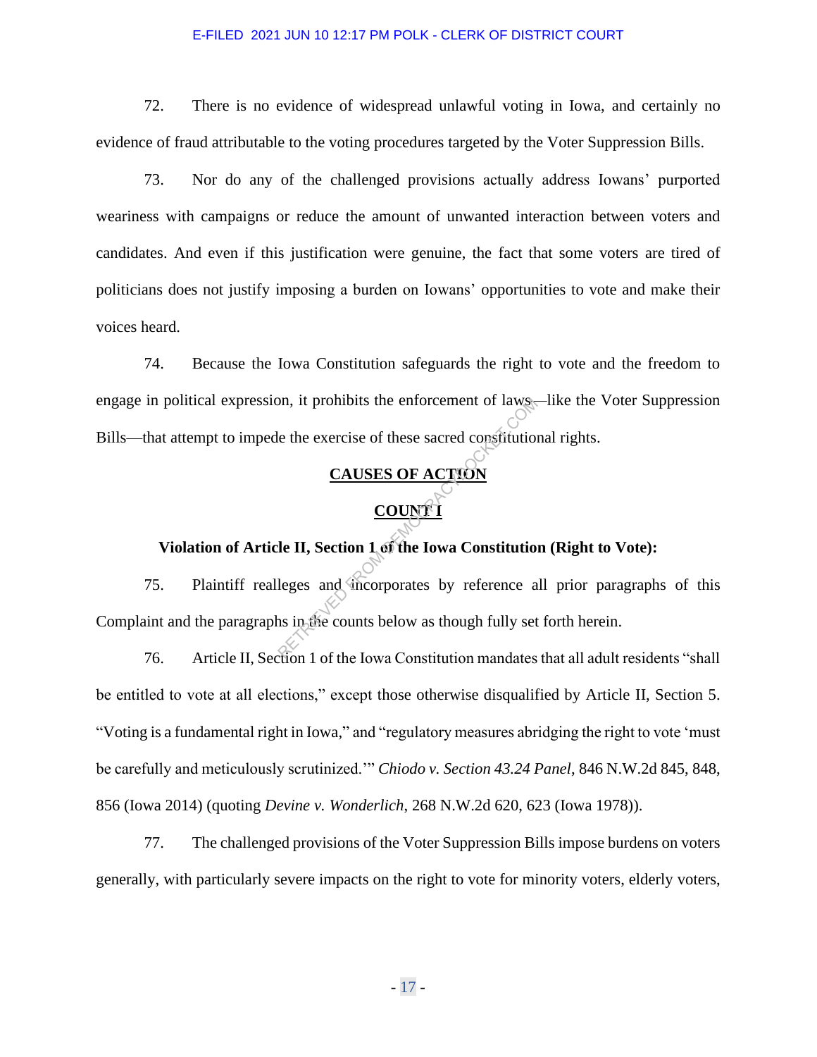72. There is no evidence of widespread unlawful voting in Iowa, and certainly no evidence of fraud attributable to the voting procedures targeted by the Voter Suppression Bills.

73. Nor do any of the challenged provisions actually address Iowans' purported weariness with campaigns or reduce the amount of unwanted interaction between voters and candidates. And even if this justification were genuine, the fact that some voters are tired of politicians does not justify imposing a burden on Iowans' opportunities to vote and make their voices heard.

74. Because the Iowa Constitution safeguards the right to vote and the freedom to engage in political expression, it prohibits the enforcement of laws—like the Voter Suppression Bills—that attempt to impede the exercise of these sacred constitutional rights.

## CAUSES OF ACTION

## COUNT I

### Violation of Article II, Section 1 of the Iowa Constitution (Right to Vote):

75. Plaintiff realleges and incorporates by reference all prior paragraphs of this Complaint and the paragraphs in the counts below as though fully set forth herein.

76. Article II, Section 1 of the Iowa Constitution mandates that all adult residents "shall be entitled to vote at all elections," except those otherwise disqualified by Article II, Section 5. "Voting is a fundamental right in Iowa," and "regulatory measures abridging the right to vote 'must be carefully and meticulously scrutinized.'" *Chiodo v. Section 43.24 Panel*, 846 N.W.2d 845, 848, 856 (Iowa 2014) (quoting *Devine v. Wonderlich*, 268 N.W.2d 620, 623 (Iowa 1978)).

77. The challenged provisions of the Voter Suppression Bills impose burdens on voters generally, with particularly severe impacts on the right to vote for minority voters, elderly voters,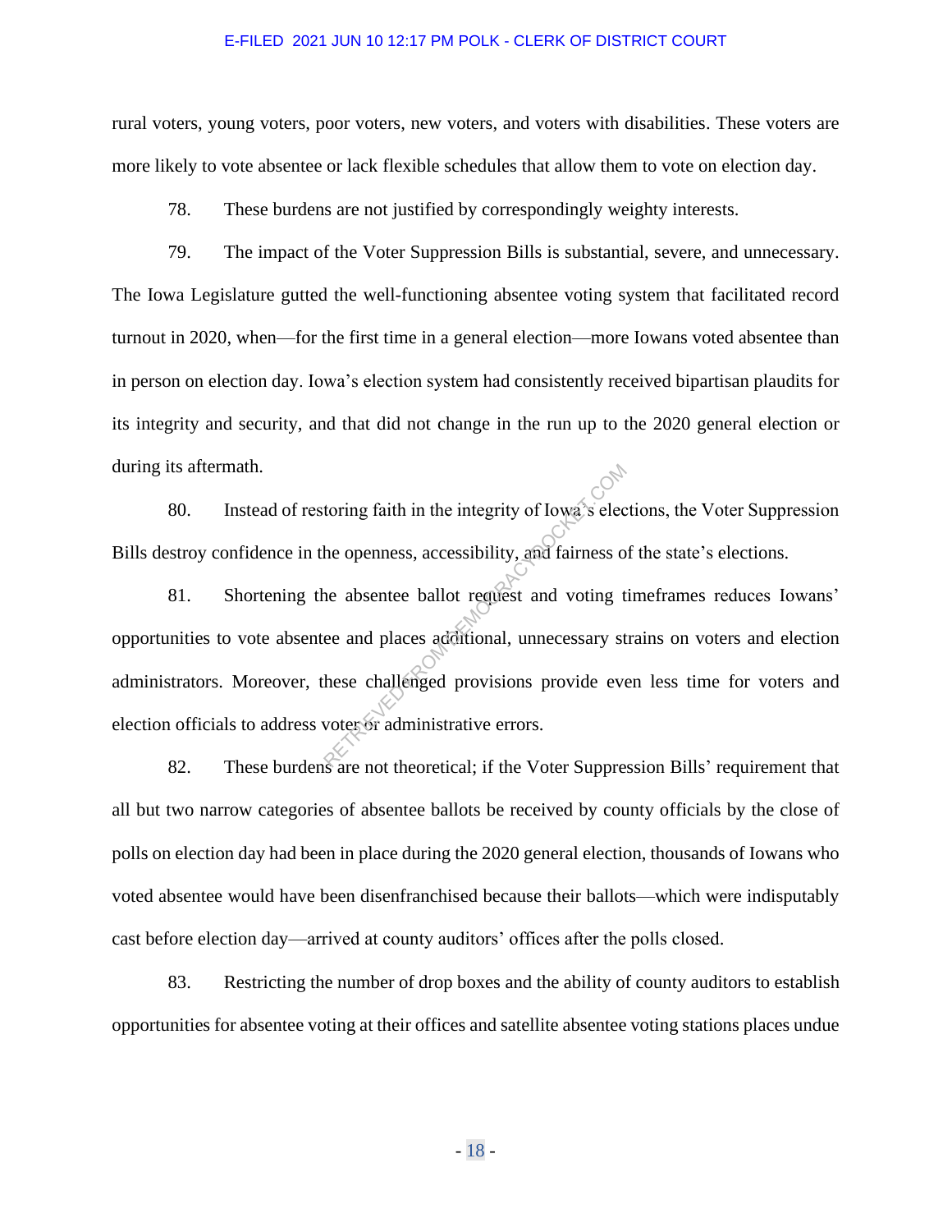rural voters, young voters, poor voters, new voters, and voters with disabilities. These voters are more likely to vote absentee or lack flexible schedules that allow them to vote on election day.

78. These burdens are not justified by correspondingly weighty interests.

79. The impact of the Voter Suppression Bills is substantial, severe, and unnecessary. The Iowa Legislature gutted the well-functioning absentee voting system that facilitated record turnout in 2020, when—for the first time in a general election—more Iowans voted absentee than in person on election day. Iowa's election system had consistently received bipartisan plaudits for its integrity and security, and that did not change in the run up to the 2020 general election or during its aftermath.

80. Instead of restoring faith in the integrity of Iowa's elections, the Voter Suppression Bills destroy confidence in the openness, accessibility, and fairness of the state's elections.

81. Shortening the absentee ballot request and voting timeframes reduces Iowans' opportunities to vote absentee and places additional, unnecessary strains on voters and election administrators. Moreover, these challenged provisions provide even less time for voters and election officials to address voter or administrative errors.

82. These burdens are not theoretical; if the Voter Suppression Bills' requirement that all but two narrow categories of absentee ballots be received by county officials by the close of polls on election day had been in place during the 2020 general election, thousands of Iowans who voted absentee would have been disenfranchised because their ballots—which were indisputably cast before election day—arrived at county auditors' offices after the polls closed.

83. Restricting the number of drop boxes and the ability of county auditors to establish opportunities for absentee voting at their offices and satellite absentee voting stations places undue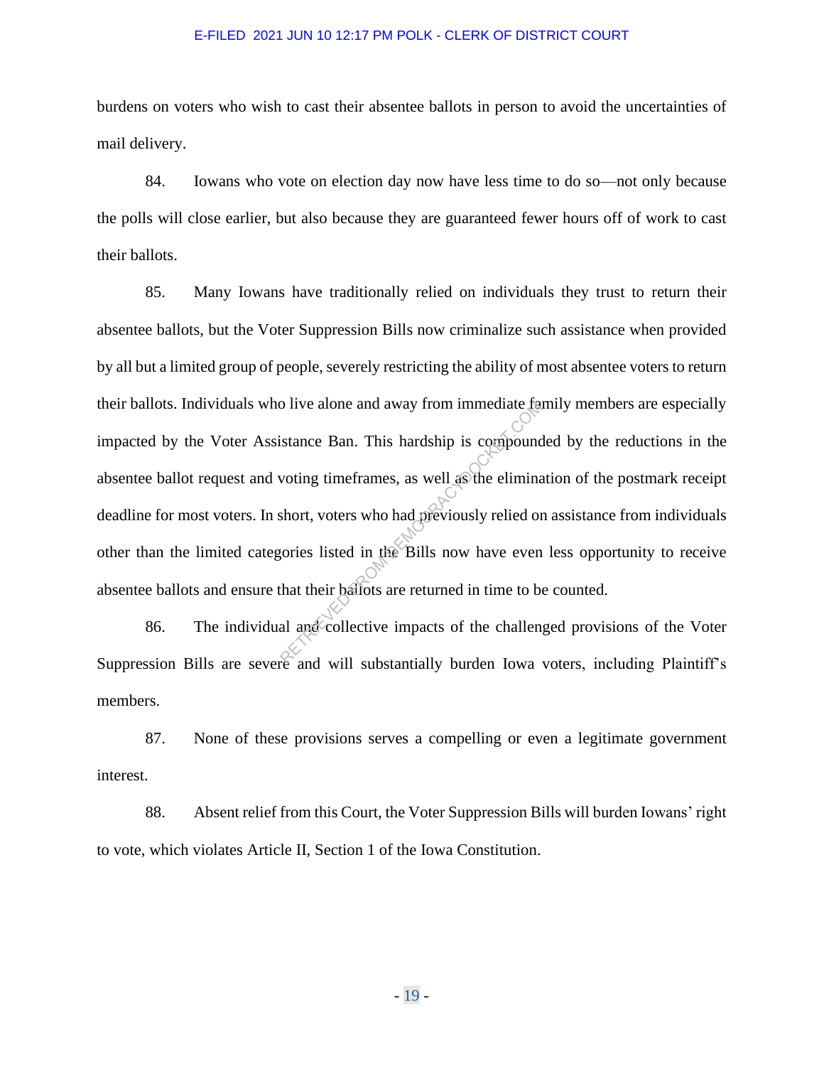burdens on voters who wish to cast their absentee ballots in person to avoid the uncertainties of mail delivery.

84. Iowans who vote on election day now have less time to do so—not only because the polls will close earlier, but also because they are guaranteed fewer hours off of work to cast their ballots.

85. Many Iowans have traditionally relied on individuals they trust to return their absentee ballots, but the Voter Suppression Bills now criminalize such assistance when provided by all but a limited group of people, severely restricting the ability of most absentee voters to return their ballots. Individuals who live alone and away from immediate family members are especially impacted by the Voter Assistance Ban. This hardship is compounded by the reductions in the absentee ballot request and voting timeframes, as well as the elimination of the postmark receipt deadline for most voters. In short, voters who had previously relied on assistance from individuals other than the limited categories listed in the Bills now have even less opportunity to receive absentee ballots and ensure that their ballots are returned in time to be counted.

86. The individual and collective impacts of the challenged provisions of the Voter Suppression Bills are severe and will substantially burden Iowa voters, including Plaintiff's members.

87. None of these provisions serves a compelling or even a legitimate government interest.

88. Absent relief from this Court, the Voter Suppression Bills will burden Iowans' right to vote, which violates Article II, Section 1 of the Iowa Constitution.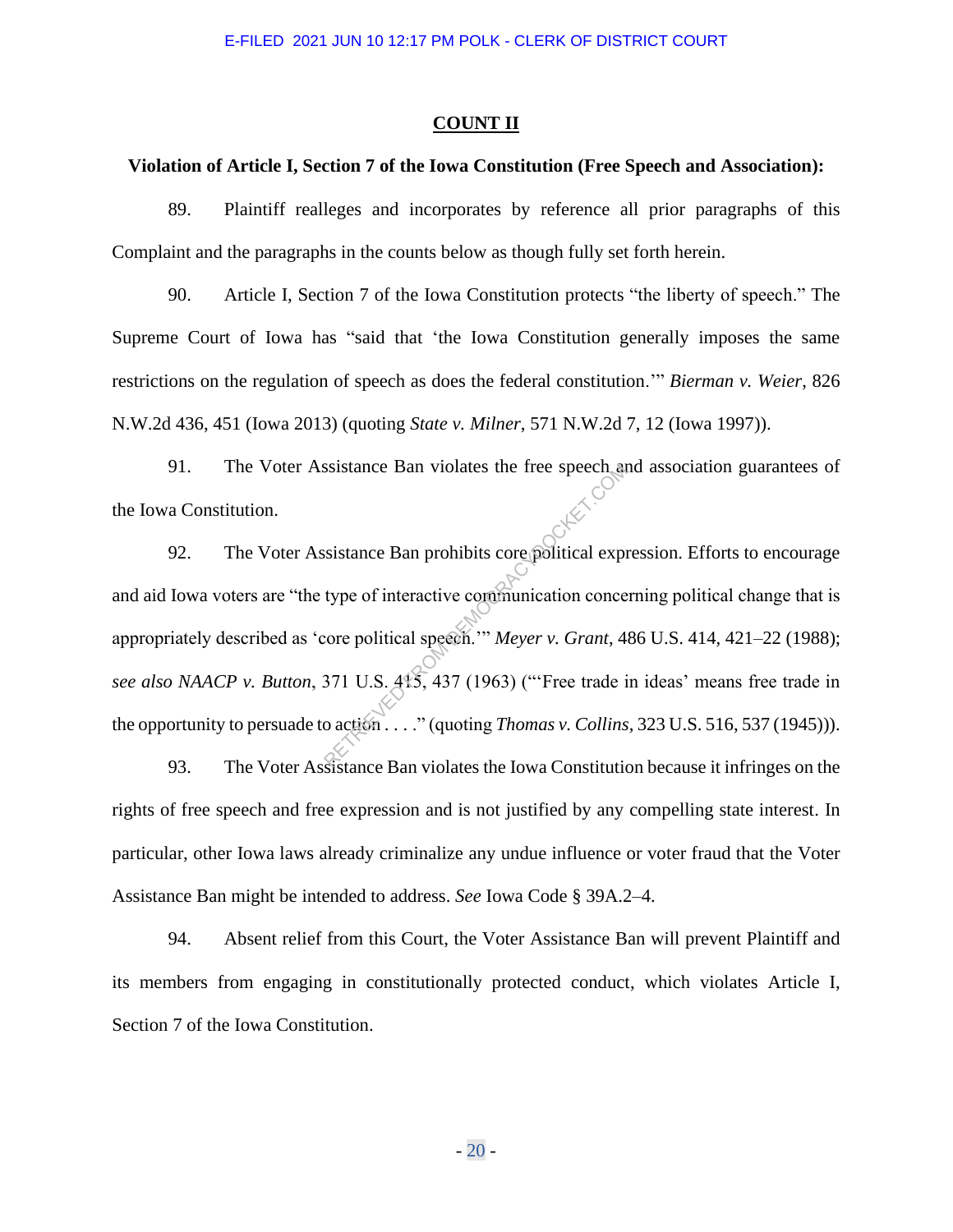## COUNT II

**Violation of Article I, Section 7 of the Iowa Constitution (Free Speech and Association):**

89. Plaintiff realleges and incorporates by reference all prior paragraphs of this Complaint and the paragraphs in the counts below as though fully set forth herein.

90. Article I, Section 7 of the Iowa Constitution protects "the liberty of speech." The Supreme Court of Iowa has "said that 'the Iowa Constitution generally imposes the same restrictions on the regulation of speech as does the federal constitution.'" *Bierman v. Weier*, 826 N.W.2d 436, 451 (Iowa 2013) (quoting *State v. Milner*, 571 N.W.2d 7, 12 (Iowa 1997)).

91. The Voter Assistance Ban violates the free speech and association guarantees of the Iowa Constitution.

92. The Voter Assistance Ban prohibits core political expression. Efforts to encourage and aid Iowa voters are "the type of interactive communication concerning political change that is appropriately described as 'core political speech.'" *Meyer v. Grant*, 486 U.S. 414, 421–22 (1988); *see also NAACP v. Button*, 371 U.S. 415, 437 (1963) ("'Free trade in ideas' means free trade in the opportunity to persuade to action . . . ." (quoting *Thomas v. Collins*, 323 U.S. 516, 537 (1945))).

93. The Voter Assistance Ban violates the Iowa Constitution because it infringes on the rights of free speech and free expression and is not justified by any compelling state interest. In particular, other Iowa laws already criminalize any undue influence or voter fraud that the Voter Assistance Ban might be intended to address. *See* Iowa Code § 39A.2–4.

94. Absent relief from this Court, the Voter Assistance Ban will prevent Plaintiff and its members from engaging in constitutionally protected conduct, which violates Article I, Section 7 of the Iowa Constitution.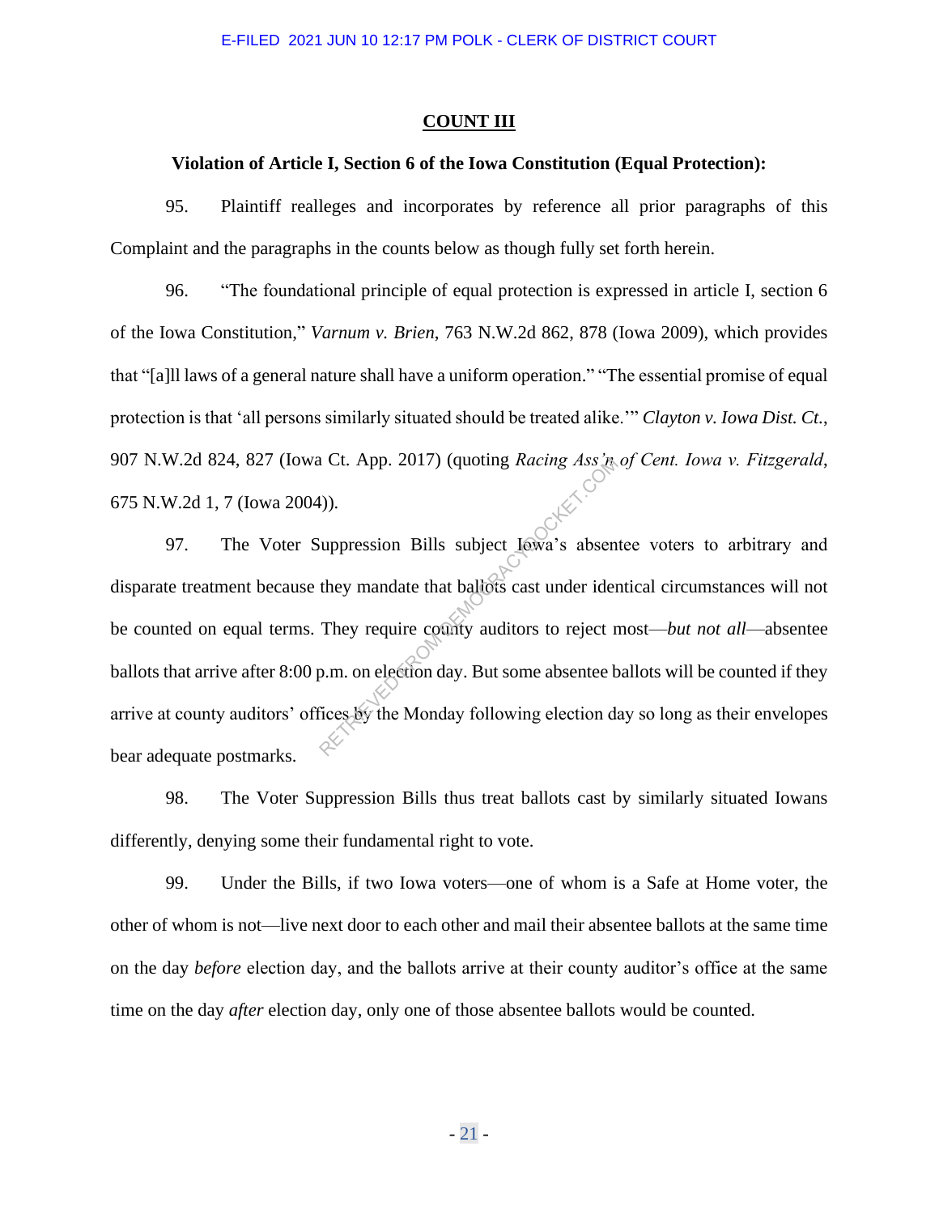## COUNT III

### Violation of Article I, Section 6 of the Iowa Constitution (Equal Protection):

95. Plaintiff realleges and incorporates by reference all prior paragraphs of this Complaint and the paragraphs in the counts below as though fully set forth herein.

96. "The foundational principle of equal protection is expressed in article I, section 6 of the Iowa Constitution," *Varnum v. Brien*, 763 N.W.2d 862, 878 (Iowa 2009), which provides that "[a]ll laws of a general nature shall have a uniform operation." "The essential promise of equal protection is that 'all persons similarly situated should be treated alike.'" *Clayton v. Iowa Dist. Ct.*, 907 N.W.2d 824, 827 (Iowa Ct. App. 2017) (quoting *Racing Ass'n of Cent. Iowa v. Fitzgerald*, 675 N.W.2d 1, 7 (Iowa 2004)).

97. The Voter Suppression Bills subject Iowa's absentee voters to arbitrary and disparate treatment because they mandate that ballots cast under identical circumstances will not be counted on equal terms. They require county auditors to reject most—*but not all*—absentee ballots that arrive after 8:00 p.m. on election day. But some absentee ballots will be counted if they arrive at county auditors' offices by the Monday following election day so long as their envelopes bear adequate postmarks.

98. The Voter Suppression Bills thus treat ballots cast by similarly situated Iowans differently, denying some their fundamental right to vote.

99. Under the Bills, if two Iowa voters—one of whom is a Safe at Home voter, the other of whom is not—live next door to each other and mail their absentee ballots at the same time on the day *before* election day, and the ballots arrive at their county auditor's office at the same time on the day *after* election day, only one of those absentee ballots would be counted.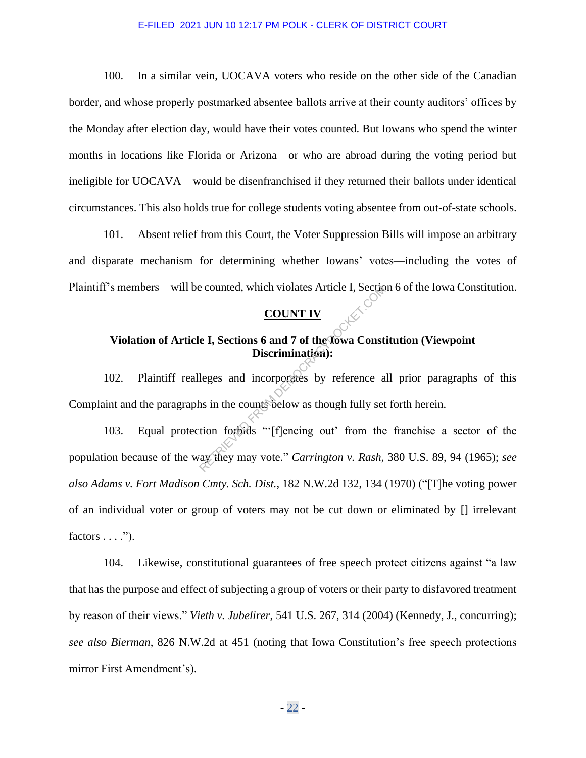100. In a similar vein, UOCAVA voters who reside on the other side of the Canadian border, and whose properly postmarked absentee ballots arrive at their county auditors' offices by the Monday after election day, would have their votes counted. But Iowans who spend the winter months in locations like Florida or Arizona—or who are abroad during the voting period but ineligible for UOCAVA—would be disenfranchised if they returned their ballots under identical circumstances. This also holds true for college students voting absentee from out-of-state schools.

101. Absent relief from this Court, the Voter Suppression Bills will impose an arbitrary and disparate mechanism for determining whether Iowans' votes—including the votes of Plaintiff's members—will be counted, which violates Article I, Section 6 of the Iowa Constitution.

## COUNT IV

### Violation of Article I, Sections 6 and 7 of the Iowa Constitution (Viewpoint Discrimination):

102. Plaintiff realleges and incorporates by reference all prior paragraphs of this Complaint and the paragraphs in the counts below as though fully set forth herein.

103. Equal protection forbids "'[f]encing out' from the franchise a sector of the population because of the way they may vote." *Carrington v. Rash*, 380 U.S. 89, 94 (1965); *see also Adams v. Fort Madison Cmty. Sch. Dist.*, 182 N.W.2d 132, 134 (1970) ("[T]he voting power of an individual voter or group of voters may not be cut down or eliminated by [] irrelevant factors . . . .").

104. Likewise, constitutional guarantees of free speech protect citizens against "a law that has the purpose and effect of subjecting a group of voters or their party to disfavored treatment by reason of their views." *Vieth v. Jubelirer*, 541 U.S. 267, 314 (2004) (Kennedy, J., concurring); *see also Bierman*, 826 N.W.2d at 451 (noting that Iowa Constitution's free speech protections mirror First Amendment's).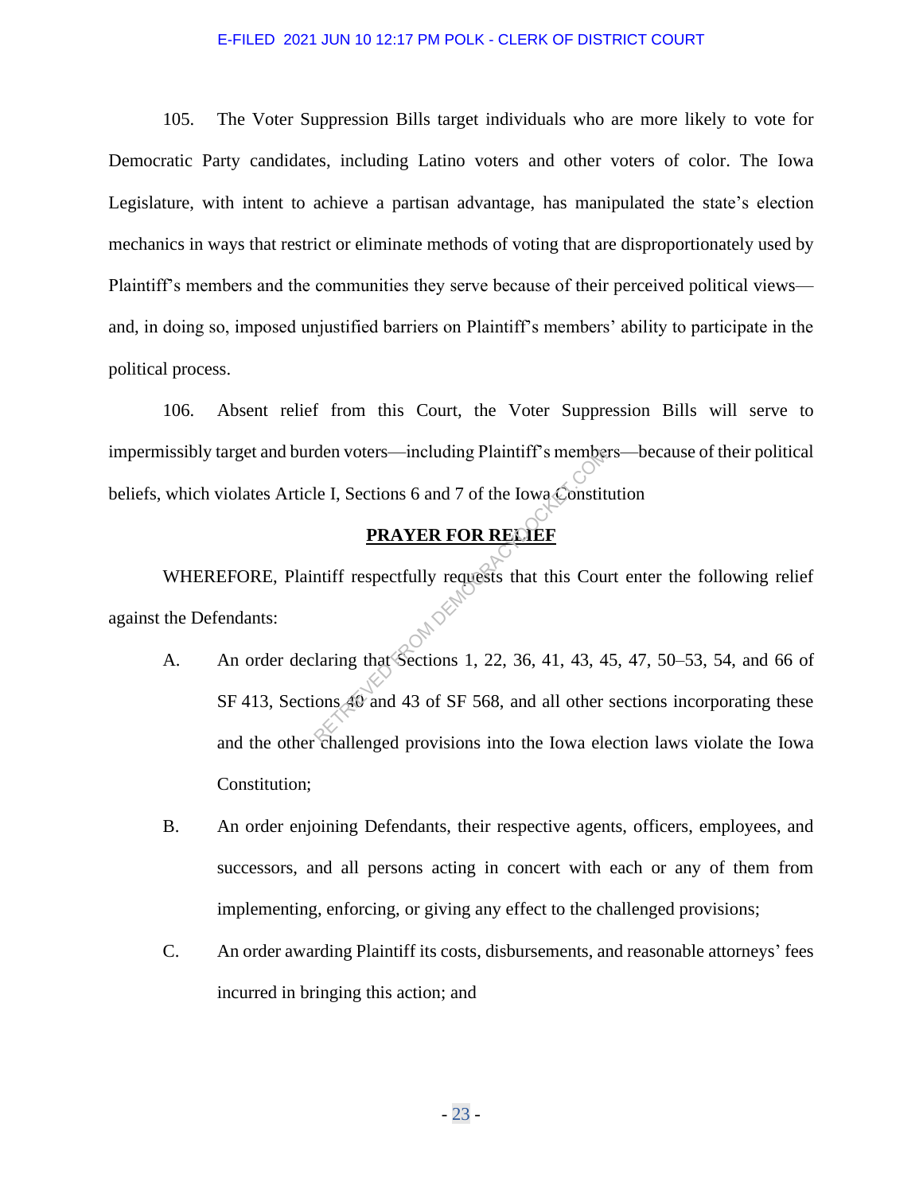105. The Voter Suppression Bills target individuals who are more likely to vote for Democratic Party candidates, including Latino voters and other voters of color. The Iowa Legislature, with intent to achieve a partisan advantage, has manipulated the state's election mechanics in ways that restrict or eliminate methods of voting that are disproportionately used by Plaintiff's members and the communities they serve because of their perceived political views—and, in doing so, imposed unjustified barriers on Plaintiff's members' ability to participate in the political process.

106. Absent relief from this Court, the Voter Suppression Bills will serve to impermissibly target and burden voters—including Plaintiff's members—because of their political beliefs, which violates Article I, Sections 6 and 7 of the Iowa Constitution

## PRAYER FOR RELIEF

WHEREFORE, Plaintiff respectfully requests that this Court enter the following relief against the Defendants:

A. An order declaring that Sections 1, 22, 36, 41, 43, 45, 47, 50–53, 54, and 66 of SF 413, Sections 40 and 43 of SF 568, and all other sections incorporating these and the other challenged provisions into the Iowa election laws violate the Iowa Constitution;

B. An order enjoining Defendants, their respective agents, officers, employees, and successors, and all persons acting in concert with each or any of them from implementing, enforcing, or giving any effect to the challenged provisions;

C. An order awarding Plaintiff its costs, disbursements, and reasonable attorneys' fees incurred in bringing this action; and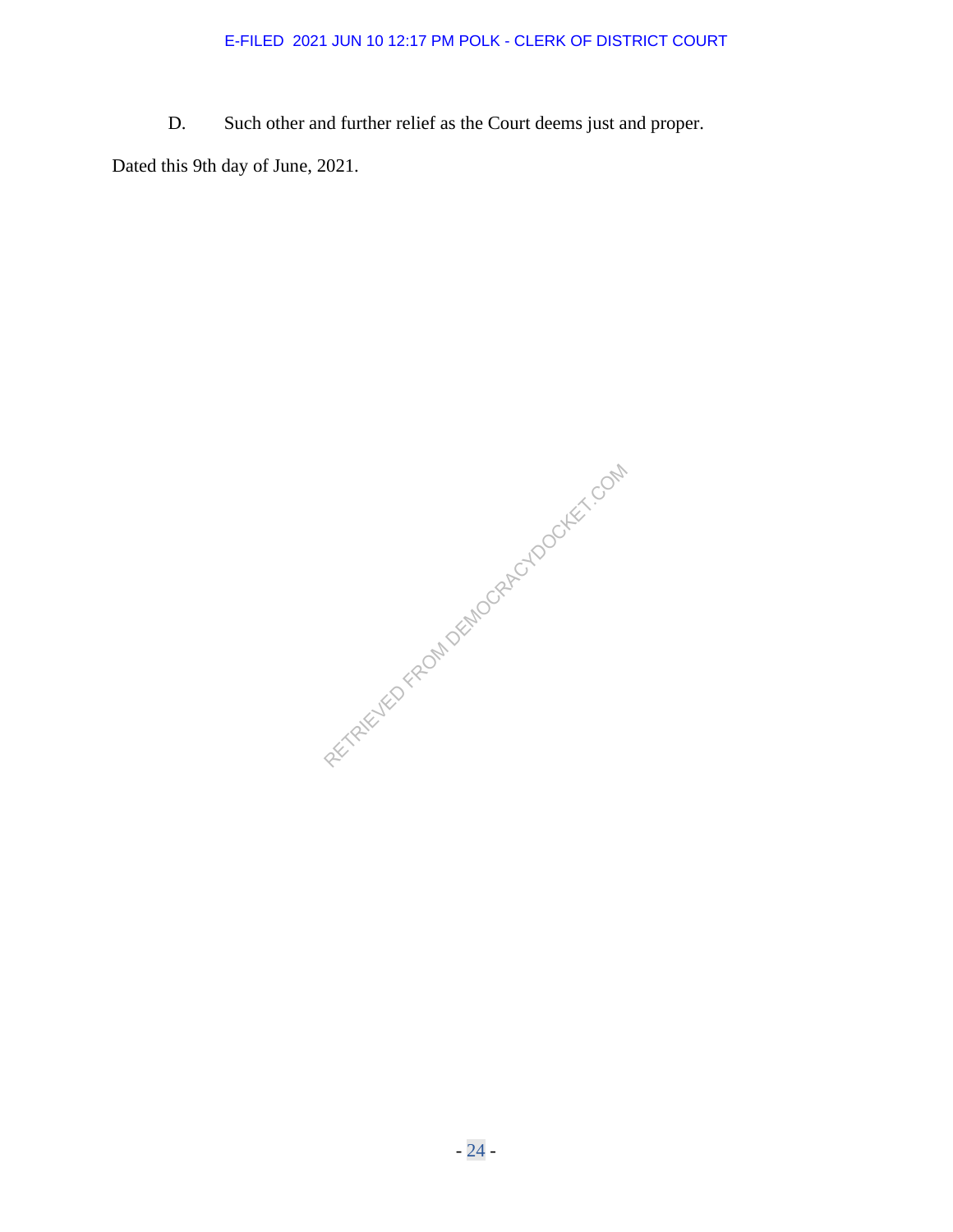D. Such other and further relief as the Court deems just and proper.

Dated this 9th day of June, 2021.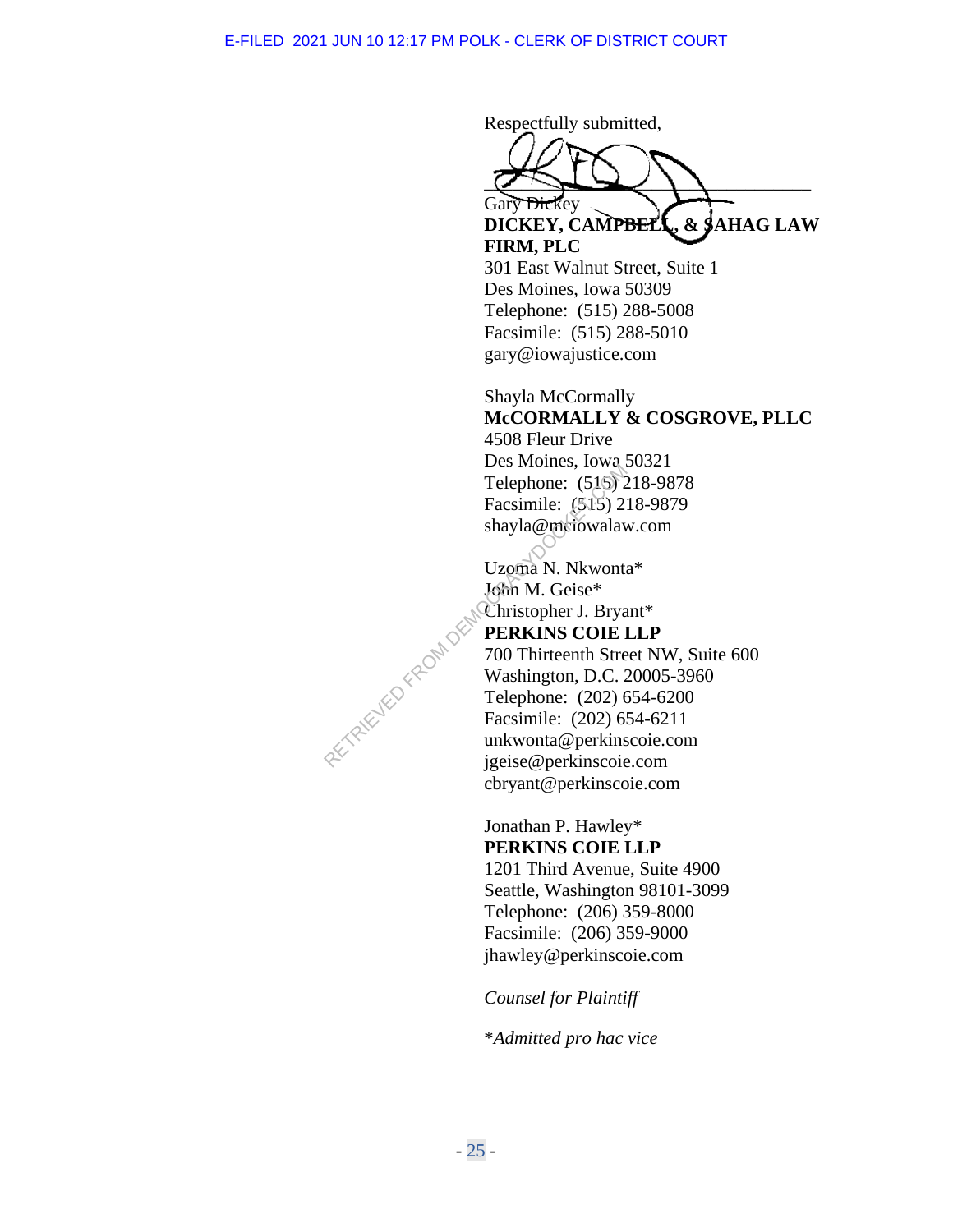Respectfully submitted,

Gary Dickey  
**DICKEY, CAMPBELL, & SAHAG LAW FIRM, PLC**  
301 East Walnut Street, Suite 1  
Des Moines, Iowa 50309  
Telephone: (515) 288-5008  
Facsimile: (515) 288-5010  
gary@iowajustice.com

Shayla McCormally  
**McCORMALLY & COSGROVE, PLLC**  
4508 Fleur Drive  
Des Moines, Iowa 50321  
Telephone: (515) 218-9878  
Facsimile: (515) 218-9879  
shayla@mciowalaw.com

Uzoma N. Nkwonta*  
John M. Geise*  
Christopher J. Bryant*  
**PERKINS COIE LLP**  
700 Thirteenth Street NW, Suite 600  
Washington, D.C. 20005-3960  
Telephone: (202) 654-6200  
Facsimile: (202) 654-6211  
unkwonta@perkinscoie.com  
jgeise@perkinscoie.com  
cbryant@perkinscoie.com

Jonathan P. Hawley*  
**PERKINS COIE LLP**  
1201 Third Avenue, Suite 4900  
Seattle, Washington 98101-3099  
Telephone: (206) 359-8000  
Facsimile: (206) 359-9000  
jhawley@perkinscoie.com

*Counsel for Plaintiff*

**Admitted pro hac vice*